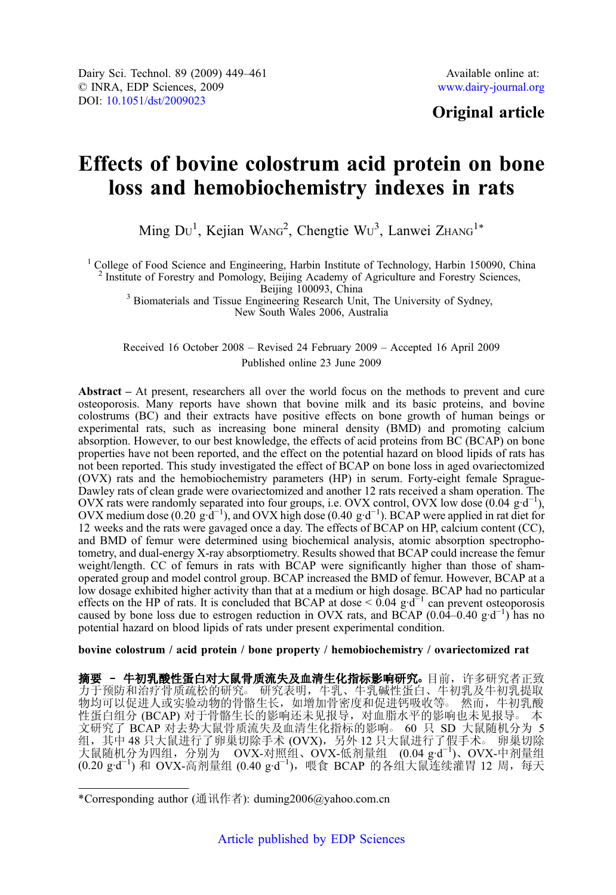Dairy Sci. Technol. 89 (2009) 449–461
© INRA, EDP Sciences, 2009
DOI: 10.1051/dst/2009023

Available online at:
www.dairy-journal.org

**Original article**

# Effects of bovine colostrum acid protein on bone loss and hemobiochemistry indexes in rats

Ming Du[1], Kejian Wang[2], Chengtie Wu[3], Lanwei Zhang[1*]

[1] College of Food Science and Engineering, Harbin Institute of Technology, Harbin 150090, China
[2] Institute of Forestry and Pomology, Beijing Academy of Agriculture and Forestry Sciences, Beijing 100093, China
[3] Biomaterials and Tissue Engineering Research Unit, The University of Sydney, New South Wales 2006, Australia

Received 16 October 2008 – Revised 24 February 2009 – Accepted 16 April 2009
Published online 23 June 2009

**Abstract** – At present, researchers all over the world focus on the methods to prevent and cure osteoporosis. Many reports have shown that bovine milk and its basic proteins, and bovine colostrums (BC) and their extracts have positive effects on bone growth of human beings or experimental rats, such as increasing bone mineral density (BMD) and promoting calcium absorption. However, to our best knowledge, the effects of acid proteins from BC (BCAP) on bone properties have not been reported, and the effect on the potential hazard on blood lipids of rats has not been reported. This study investigated the effect of BCAP on bone loss in aged ovariectomized (OVX) rats and the hemobiochemistry parameters (HP) in serum. Forty-eight female Sprague-Dawley rats of clean grade were ovariectomized and another 12 rats received a sham operation. The OVX rats were randomly separated into four groups, i.e. OVX control, OVX low dose ($0.04\ g\cdot d^{-1}$), OVX medium dose ($0.20\ g\cdot d^{-1}$), and OVX high dose ($0.40\ g\cdot d^{-1}$). BCAP were applied in rat diet for 12 weeks and the rats were gavaged once a day. The effects of BCAP on HP, calcium content (CC), and BMD of femur were determined using biochemical analysis, atomic absorption spectrophotometry, and dual-energy X-ray absorptiometry. Results showed that BCAP could increase the femur weight/length. CC of femurs in rats with BCAP were significantly higher than those of sham-operated group and model control group. BCAP increased the BMD of femur. However, BCAP at a low dosage exhibited higher activity than that at a medium or high dosage. BCAP had no particular effects on the HP of rats. It is concluded that BCAP at dose $< 0.04\ g\cdot d^{-1}$ can prevent osteoporosis caused by bone loss due to estrogen reduction in OVX rats, and BCAP ($0.04–0.40\ g\cdot d^{-1}$) has no potential hazard on blood lipids of rats under present experimental condition.

**bovine colostrum / acid protein / bone property / hemobiochemistry / ovariectomized rat**

**摘要 – 牛初乳酸性蛋白对大鼠骨质流失及血清生化指标影响研究。**目前，许多研究者正致力于预防和治疗骨质疏松的研究。研究表明，牛乳、牛乳碱性蛋白、牛初乳及牛初乳提取物均可以促进人或实验动物的骨骼生长，如增加骨密度和促进钙吸收等。然而，牛初乳酸性蛋白组分 (BCAP) 对于骨骼生长的影响还未见报导，对血脂水平的影响也未见报导。本文研究了 BCAP 对去势大鼠骨质流失及血清生化指标的影响。60 只 SD 大鼠随机分为 5 组，其中 48 只大鼠进行了卵巢切除手术 (OVX)，另外 12 只大鼠进行了假手术。卵巢切除大鼠随机分为四组，分别为 OVX-对照组、OVX-低剂量组 ($0.04\ g\cdot d^{-1}$)、OVX-中剂量组 ($0.20\ g\cdot d^{-1}$) 和 OVX-高剂量组 ($0.40\ g\cdot d^{-1}$)，喂食 BCAP 的各组大鼠连续灌胃 12 周，每天

*Corresponding author (通讯作者): duming2006@yahoo.com.cn

Article published by EDP Sciences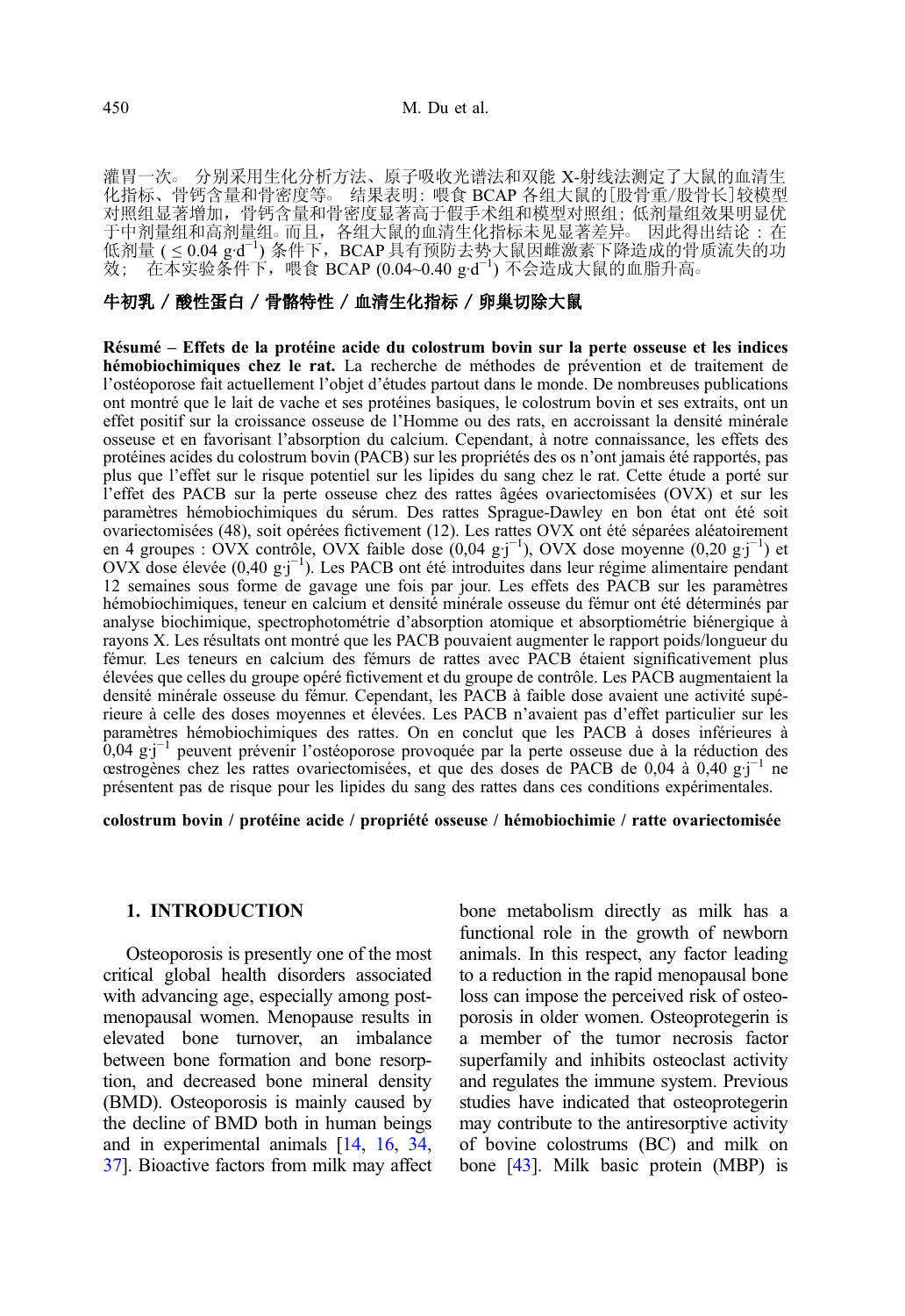灌胃一次。 分别采用生化分析方法、原子吸收光谱法和双能 X-射线法测定了大鼠的血清生化指标、骨钙含量和骨密度等。 结果表明: 喂食 BCAP 各组大鼠的[股骨重/股骨长]较模型对照组显著增加，骨钙含量和骨密度显著高于假手术组和模型对照组; 低剂量组效果明显优于中剂量组和高剂量组。而且，各组大鼠的血清生化指标未见显著差异。 因此得出结论：在低剂量 ( ≤ 0.04 g·d$^{-1}$) 条件下，BCAP 具有预防去势大鼠因雌激素下降造成的骨质流失的功效； 在本实验条件下，喂食 BCAP (0.04~0.40 g·d$^{-1}$) 不会造成大鼠的血脂升高。

**牛初乳 / 酸性蛋白 / 骨骼特性 / 血清生化指标 / 卵巢切除大鼠**

**Résumé – Effets de la protéine acide du colostrum bovin sur la perte osseuse et les indices hémobiochimiques chez le rat.** La recherche de méthodes de prévention et de traitement de l'ostéoporose fait actuellement l'objet d'études partout dans le monde. De nombreuses publications ont montré que le lait de vache et ses protéines basiques, le colostrum bovin et ses extraits, ont un effet positif sur la croissance osseuse de l'Homme ou des rats, en accroissant la densité minérale osseuse et en favorisant l'absorption du calcium. Cependant, à notre connaissance, les effets des protéines acides du colostrum bovin (PACB) sur les propriétés des os n'ont jamais été rapportés, pas plus que l'effet sur le risque potentiel sur les lipides du sang chez le rat. Cette étude a porté sur l'effet des PACB sur la perte osseuse chez des rattes âgées ovariectomisées (OVX) et sur les paramètres hémobiochimiques du sérum. Des rattes Sprague-Dawley en bon état ont été soit ovariectomisées (48), soit opérées fictivement (12). Les rattes OVX ont été séparées aléatoirement en 4 groupes : OVX contrôle, OVX faible dose (0,04 g·j$^{-1}$), OVX dose moyenne (0,20 g·j$^{-1}$) et OVX dose élevée (0,40 g·j$^{-1}$). Les PACB ont été introduites dans leur régime alimentaire pendant 12 semaines sous forme de gavage une fois par jour. Les effets des PACB sur les paramètres hémobiochimiques, teneur en calcium et densité minérale osseuse du fémur ont été déterminés par analyse biochimique, spectrophotométrie d'absorption atomique et absorptiométrie biénergique à rayons X. Les résultats ont montré que les PACB pouvaient augmenter le rapport poids/longueur du fémur. Les teneurs en calcium des fémurs de rattes avec PACB étaient significativement plus élevées que celles du groupe opéré fictivement et du groupe de contrôle. Les PACB augmentaient la densité minérale osseuse du fémur. Cependant, les PACB à faible dose avaient une activité supérieure à celle des doses moyennes et élevées. Les PACB n'avaient pas d'effet particulier sur les paramètres hémobiochimiques des rattes. On en conclut que les PACB à doses inférieures à 0,04 g·j$^{-1}$ peuvent prévenir l'ostéoporose provoquée par la perte osseuse due à la réduction des œstrogènes chez les rattes ovariectomisées, et que des doses de PACB de 0,04 à 0,40 g·j$^{-1}$ ne présentent pas de risque pour les lipides du sang des rattes dans ces conditions expérimentales.

**colostrum bovin / protéine acide / propriété osseuse / hémobiochimie / ratte ovariectomisée**

## 1. INTRODUCTION

Osteoporosis is presently one of the most critical global health disorders associated with advancing age, especially among postmenopausal women. Menopause results in elevated bone turnover, an imbalance between bone formation and bone resorption, and decreased bone mineral density (BMD). Osteoporosis is mainly caused by the decline of BMD both in human beings and in experimental animals [14, 16, 34, 37]. Bioactive factors from milk may affect bone metabolism directly as milk has a functional role in the growth of newborn animals. In this respect, any factor leading to a reduction in the rapid menopausal bone loss can impose the perceived risk of osteoporosis in older women. Osteoprotegerin is a member of the tumor necrosis factor superfamily and inhibits osteoclast activity and regulates the immune system. Previous studies have indicated that osteoprotegerin may contribute to the antiresorptive activity of bovine colostrums (BC) and milk on bone [43]. Milk basic protein (MBP) is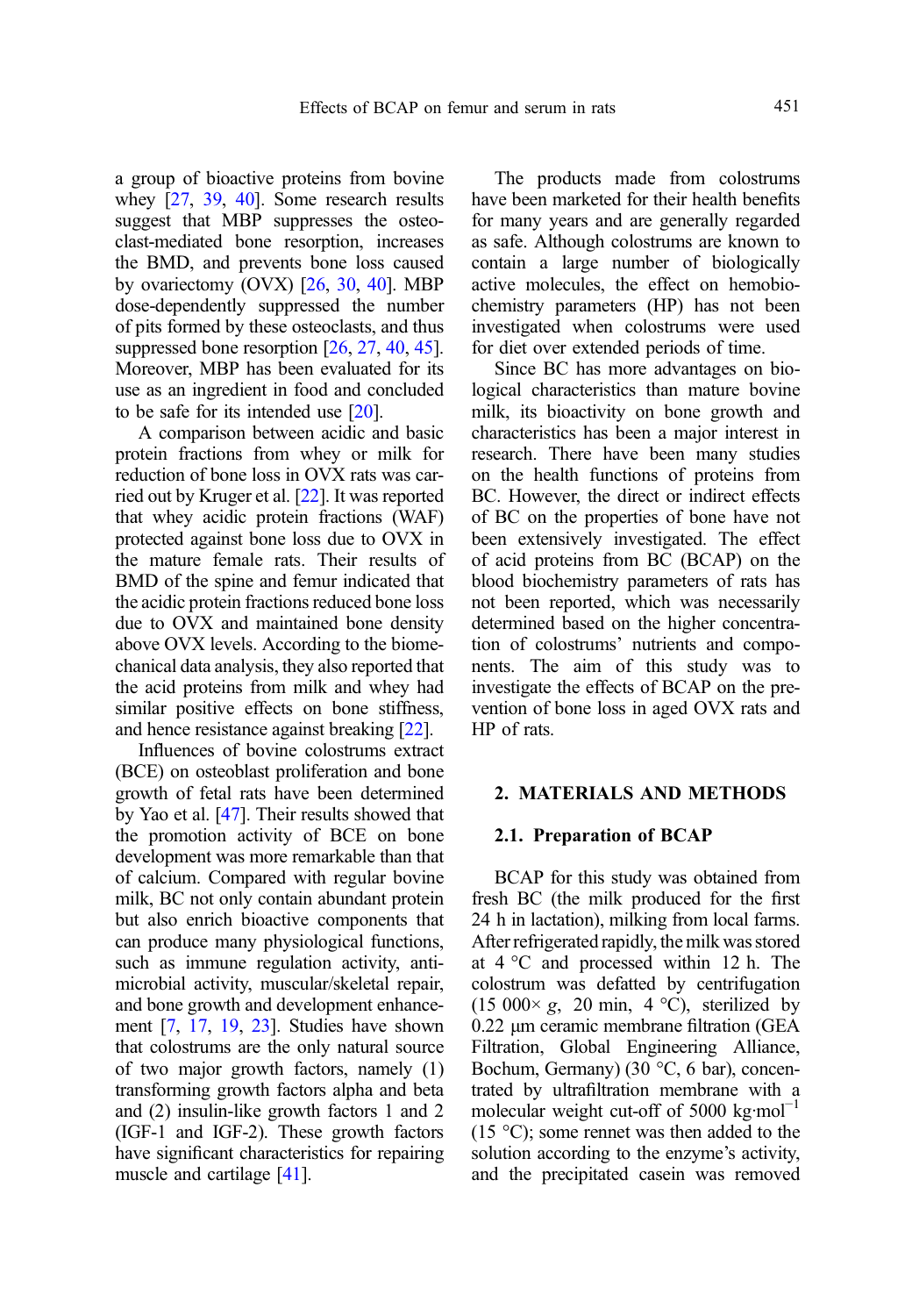a group of bioactive proteins from bovine whey [27, 39, 40]. Some research results suggest that MBP suppresses the osteoclast-mediated bone resorption, increases the BMD, and prevents bone loss caused by ovariectomy (OVX) [26, 30, 40]. MBP dose-dependently suppressed the number of pits formed by these osteoclasts, and thus suppressed bone resorption [26, 27, 40, 45]. Moreover, MBP has been evaluated for its use as an ingredient in food and concluded to be safe for its intended use [20].

A comparison between acidic and basic protein fractions from whey or milk for reduction of bone loss in OVX rats was carried out by Kruger et al. [22]. It was reported that whey acidic protein fractions (WAF) protected against bone loss due to OVX in the mature female rats. Their results of BMD of the spine and femur indicated that the acidic protein fractions reduced bone loss due to OVX and maintained bone density above OVX levels. According to the biomechanical data analysis, they also reported that the acid proteins from milk and whey had similar positive effects on bone stiffness, and hence resistance against breaking [22].

Influences of bovine colostrums extract (BCE) on osteoblast proliferation and bone growth of fetal rats have been determined by Yao et al. [47]. Their results showed that the promotion activity of BCE on bone development was more remarkable than that of calcium. Compared with regular bovine milk, BC not only contain abundant protein but also enrich bioactive components that can produce many physiological functions, such as immune regulation activity, antimicrobial activity, muscular/skeletal repair, and bone growth and development enhancement [7, 17, 19, 23]. Studies have shown that colostrums are the only natural source of two major growth factors, namely (1) transforming growth factors alpha and beta and (2) insulin-like growth factors 1 and 2 (IGF-1 and IGF-2). These growth factors have significant characteristics for repairing muscle and cartilage [41].

The products made from colostrums have been marketed for their health benefits for many years and are generally regarded as safe. Although colostrums are known to contain a large number of biologically active molecules, the effect on hemobiochemistry parameters (HP) has not been investigated when colostrums were used for diet over extended periods of time.

Since BC has more advantages on biological characteristics than mature bovine milk, its bioactivity on bone growth and characteristics has been a major interest in research. There have been many studies on the health functions of proteins from BC. However, the direct or indirect effects of BC on the properties of bone have not been extensively investigated. The effect of acid proteins from BC (BCAP) on the blood biochemistry parameters of rats has not been reported, which was necessarily determined based on the higher concentration of colostrums' nutrients and components. The aim of this study was to investigate the effects of BCAP on the prevention of bone loss in aged OVX rats and HP of rats.

## 2. MATERIALS AND METHODS

### 2.1. Preparation of BCAP

BCAP for this study was obtained from fresh BC (the milk produced for the first 24 h in lactation), milking from local farms. After refrigerated rapidly, the milk was stored at 4 °C and processed within 12 h. The colostrum was defatted by centrifugation (15 000× $g$, 20 min, 4 °C), sterilized by 0.22 μm ceramic membrane filtration (GEA Filtration, Global Engineering Alliance, Bochum, Germany) (30 °C, 6 bar), concentrated by ultrafiltration membrane with a molecular weight cut-off of 5000 $kg \cdot mol^{-1}$ (15 °C); some rennet was then added to the solution according to the enzyme's activity, and the precipitated casein was removed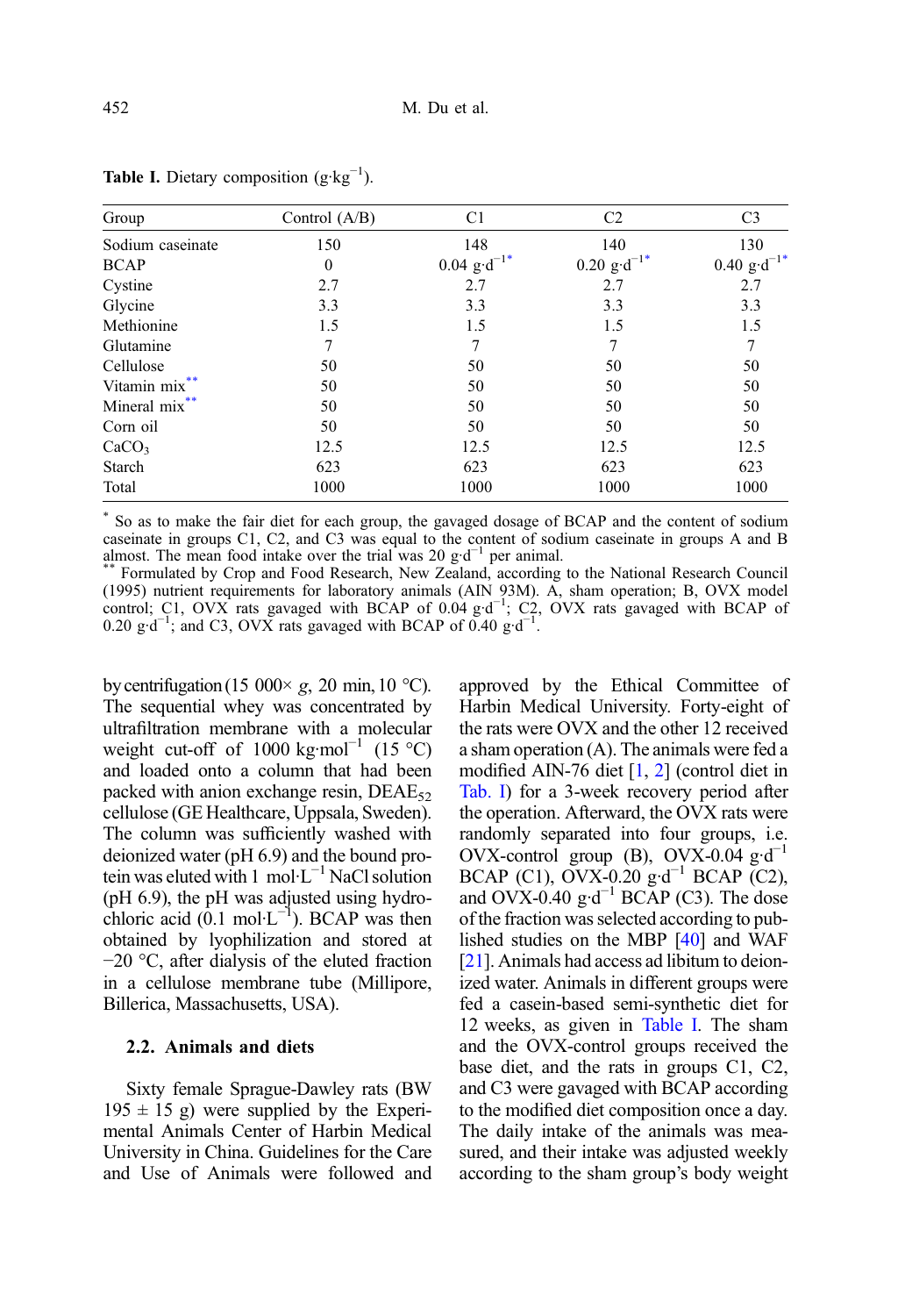**Table I.** Dietary composition ($g \cdot kg^{-1}$).

| Group | Control (A/B) | C1 | C2 | C3 |
|---|---|---|---|---|
| Sodium caseinate | 150 | 148 | 140 | 130 |
| BCAP | 0 | $0.04\ g \cdot d^{-1}$* | $0.20\ g \cdot d^{-1}$* | $0.40\ g \cdot d^{-1}$* |
| Cystine | 2.7 | 2.7 | 2.7 | 2.7 |
| Glycine | 3.3 | 3.3 | 3.3 | 3.3 |
| Methionine | 1.5 | 1.5 | 1.5 | 1.5 |
| Glutamine | 7 | 7 | 7 | 7 |
| Cellulose | 50 | 50 | 50 | 50 |
| Vitamin mix** | 50 | 50 | 50 | 50 |
| Mineral mix** | 50 | 50 | 50 | 50 |
| Corn oil | 50 | 50 | 50 | 50 |
| $CaCO_3$ | 12.5 | 12.5 | 12.5 | 12.5 |
| Starch | 623 | 623 | 623 | 623 |
| Total | 1000 | 1000 | 1000 | 1000 |

* So as to make the fair diet for each group, the gavaged dosage of BCAP and the content of sodium caseinate in groups C1, C2, and C3 was equal to the content of sodium caseinate in groups A and B almost. The mean food intake over the trial was 20 $g \cdot d^{-1}$ per animal.

** Formulated by Crop and Food Research, New Zealand, according to the National Research Council (1995) nutrient requirements for laboratory animals (AIN 93M). A, sham operation; B, OVX model control; C1, OVX rats gavaged with BCAP of 0.04 $g \cdot d^{-1}$; C2, OVX rats gavaged with BCAP of 0.20 $g \cdot d^{-1}$; and C3, OVX rats gavaged with BCAP of 0.40 $g \cdot d^{-1}$.

by centrifugation (15 000× *g*, 20 min, 10 °C). The sequential whey was concentrated by ultrafiltration membrane with a molecular weight cut-off of 1000 $kg \cdot mol^{-1}$ (15 °C) and loaded onto a column that had been packed with anion exchange resin, $DEAE_{52}$ cellulose (GE Healthcare, Uppsala, Sweden). The column was sufficiently washed with deionized water (pH 6.9) and the bound protein was eluted with 1 $mol \cdot L^{-1}$ NaCl solution (pH 6.9), the pH was adjusted using hydrochloric acid (0.1 $mol \cdot L^{-1}$). BCAP was then obtained by lyophilization and stored at −20 °C, after dialysis of the eluted fraction in a cellulose membrane tube (Millipore, Billerica, Massachusetts, USA).

### 2.2. Animals and diets

Sixty female Sprague-Dawley rats (BW 195 ± 15 g) were supplied by the Experimental Animals Center of Harbin Medical University in China. Guidelines for the Care and Use of Animals were followed and approved by the Ethical Committee of Harbin Medical University. Forty-eight of the rats were OVX and the other 12 received a sham operation (A). The animals were fed a modified AIN-76 diet [1, 2] (control diet in Tab. I) for a 3-week recovery period after the operation. Afterward, the OVX rats were randomly separated into four groups, i.e. OVX-control group (B), OVX-0.04 $g \cdot d^{-1}$ BCAP (C1), OVX-0.20 $g \cdot d^{-1}$ BCAP (C2), and OVX-0.40 $g \cdot d^{-1}$ BCAP (C3). The dose of the fraction was selected according to published studies on the MBP [40] and WAF [21]. Animals had access ad libitum to deionized water. Animals in different groups were fed a casein-based semi-synthetic diet for 12 weeks, as given in Table I. The sham and the OVX-control groups received the base diet, and the rats in groups C1, C2, and C3 were gavaged with BCAP according to the modified diet composition once a day. The daily intake of the animals was measured, and their intake was adjusted weekly according to the sham group's body weight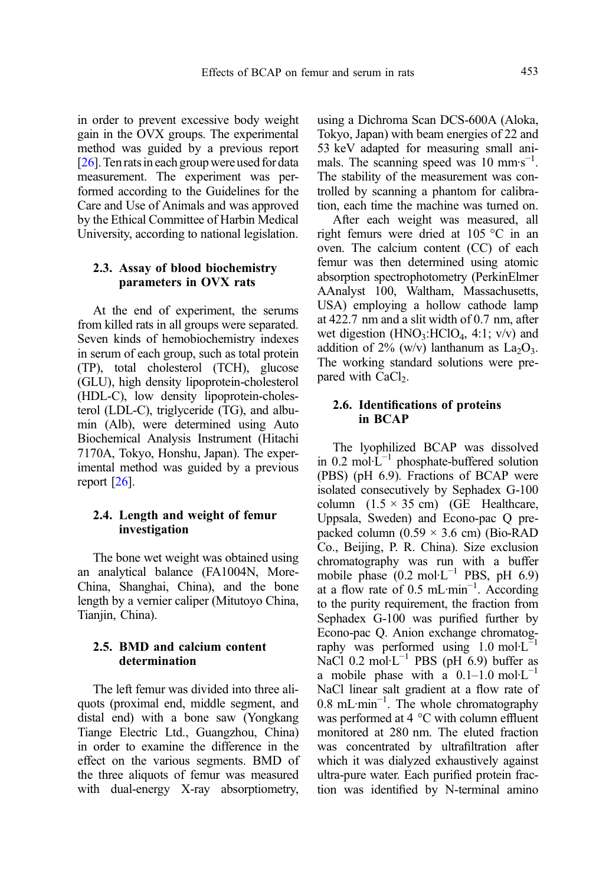in order to prevent excessive body weight gain in the OVX groups. The experimental method was guided by a previous report [26]. Ten rats in each group were used for data measurement. The experiment was performed according to the Guidelines for the Care and Use of Animals and was approved by the Ethical Committee of Harbin Medical University, according to national legislation.

## 2.3. Assay of blood biochemistry parameters in OVX rats

At the end of experiment, the serums from killed rats in all groups were separated. Seven kinds of hemobiochemistry indexes in serum of each group, such as total protein (TP), total cholesterol (TCH), glucose (GLU), high density lipoprotein-cholesterol (HDL-C), low density lipoprotein-cholesterol (LDL-C), triglyceride (TG), and albumin (Alb), were determined using Auto Biochemical Analysis Instrument (Hitachi 7170A, Tokyo, Honshu, Japan). The experimental method was guided by a previous report [26].

## 2.4. Length and weight of femur investigation

The bone wet weight was obtained using an analytical balance (FA1004N, More-China, Shanghai, China), and the bone length by a vernier caliper (Mitutoyo China, Tianjin, China).

## 2.5. BMD and calcium content determination

The left femur was divided into three aliquots (proximal end, middle segment, and distal end) with a bone saw (Yongkang Tiange Electric Ltd., Guangzhou, China) in order to examine the difference in the effect on the various segments. BMD of the three aliquots of femur was measured with dual-energy X-ray absorptiometry, using a Dichroma Scan DCS-600A (Aloka, Tokyo, Japan) with beam energies of 22 and 53 keV adapted for measuring small animals. The scanning speed was 10 mm·s$^{-1}$. The stability of the measurement was controlled by scanning a phantom for calibration, each time the machine was turned on.

After each weight was measured, all right femurs were dried at 105 °C in an oven. The calcium content (CC) of each femur was then determined using atomic absorption spectrophotometry (PerkinElmer AAnalyst 100, Waltham, Massachusetts, USA) employing a hollow cathode lamp at 422.7 nm and a slit width of 0.7 nm, after wet digestion ($HNO_3$:$HClO_4$, 4:1; v/v) and addition of 2% (w/v) lanthanum as $La_2O_3$. The working standard solutions were prepared with $CaCl_2$.

## 2.6. Identifications of proteins in BCAP

The lyophilized BCAP was dissolved in 0.2 mol·L$^{-1}$ phosphate-buffered solution (PBS) (pH 6.9). Fractions of BCAP were isolated consecutively by Sephadex G-100 column (1.5 × 35 cm) (GE Healthcare, Uppsala, Sweden) and Econo-pac Q prepacked column (0.59 × 3.6 cm) (Bio-RAD Co., Beijing, P. R. China). Size exclusion chromatography was run with a buffer mobile phase (0.2 mol·L$^{-1}$ PBS, pH 6.9) at a flow rate of 0.5 mL·min$^{-1}$. According to the purity requirement, the fraction from Sephadex G-100 was purified further by Econo-pac Q. Anion exchange chromatography was performed using 1.0 mol·L$^{-1}$ NaCl 0.2 mol·L$^{-1}$ PBS (pH 6.9) buffer as a mobile phase with a 0.1–1.0 mol·L$^{-1}$ NaCl linear salt gradient at a flow rate of 0.8 mL·min$^{-1}$. The whole chromatography was performed at 4 °C with column effluent monitored at 280 nm. The eluted fraction was concentrated by ultrafiltration after which it was dialyzed exhaustively against ultra-pure water. Each purified protein fraction was identified by N-terminal amino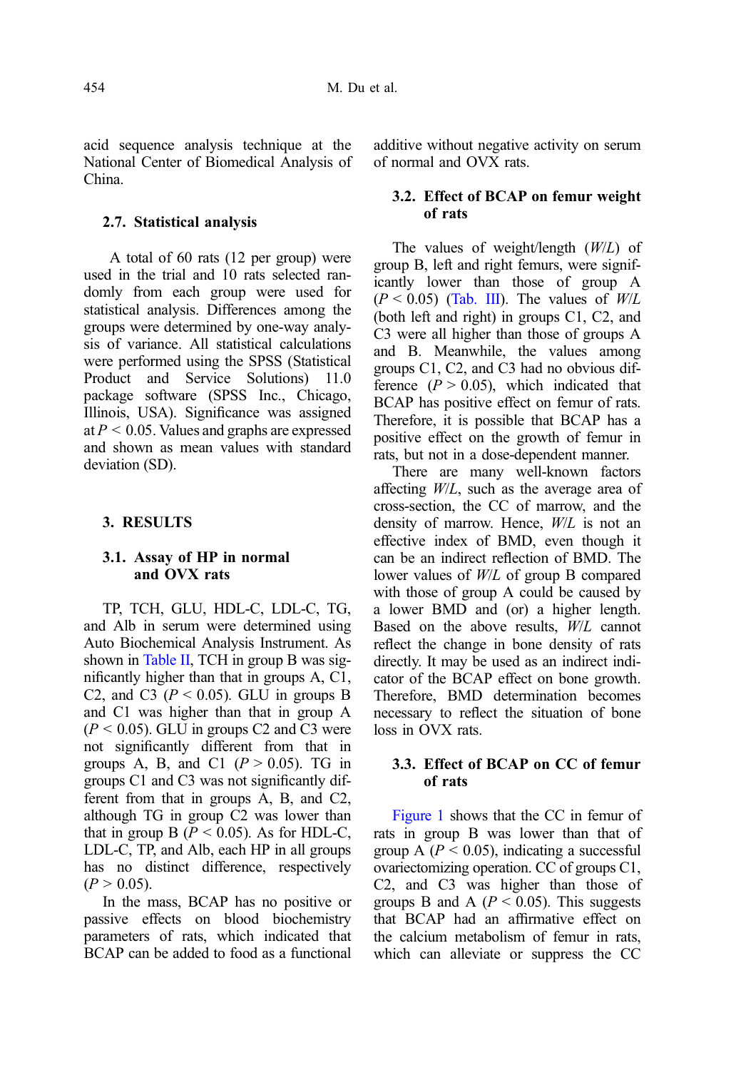acid sequence analysis technique at the National Center of Biomedical Analysis of China.

### 2.7. Statistical analysis

A total of 60 rats (12 per group) were used in the trial and 10 rats selected randomly from each group were used for statistical analysis. Differences among the groups were determined by one-way analysis of variance. All statistical calculations were performed using the SPSS (Statistical Product and Service Solutions) 11.0 package software (SPSS Inc., Chicago, Illinois, USA). Significance was assigned at $P < 0.05$. Values and graphs are expressed and shown as mean values with standard deviation (SD).

## 3. RESULTS

### 3.1. Assay of HP in normal and OVX rats

TP, TCH, GLU, HDL-C, LDL-C, TG, and Alb in serum were determined using Auto Biochemical Analysis Instrument. As shown in Table II, TCH in group B was significantly higher than that in groups A, C1, C2, and C3 ($P < 0.05$). GLU in groups B and C1 was higher than that in group A ($P < 0.05$). GLU in groups C2 and C3 were not significantly different from that in groups A, B, and C1 ($P > 0.05$). TG in groups C1 and C3 was not significantly different from that in groups A, B, and C2, although TG in group C2 was lower than that in group B ($P < 0.05$). As for HDL-C, LDL-C, TP, and Alb, each HP in all groups has no distinct difference, respectively ($P > 0.05$).

In the mass, BCAP has no positive or passive effects on blood biochemistry parameters of rats, which indicated that BCAP can be added to food as a functional additive without negative activity on serum of normal and OVX rats.

### 3.2. Effect of BCAP on femur weight of rats

The values of weight/length (*W*/*L*) of group B, left and right femurs, were significantly lower than those of group A ($P < 0.05$) (Tab. III). The values of *W*/*L* (both left and right) in groups C1, C2, and C3 were all higher than those of groups A and B. Meanwhile, the values among groups C1, C2, and C3 had no obvious difference ($P > 0.05$), which indicated that BCAP has positive effect on femur of rats. Therefore, it is possible that BCAP has a positive effect on the growth of femur in rats, but not in a dose-dependent manner.

There are many well-known factors affecting *W*/*L*, such as the average area of cross-section, the CC of marrow, and the density of marrow. Hence, *W*/*L* is not an effective index of BMD, even though it can be an indirect reflection of BMD. The lower values of *W*/*L* of group B compared with those of group A could be caused by a lower BMD and (or) a higher length. Based on the above results, *W*/*L* cannot reflect the change in bone density of rats directly. It may be used as an indirect indicator of the BCAP effect on bone growth. Therefore, BMD determination becomes necessary to reflect the situation of bone loss in OVX rats.

### 3.3. Effect of BCAP on CC of femur of rats

Figure 1 shows that the CC in femur of rats in group B was lower than that of group A ($P < 0.05$), indicating a successful ovariectomizing operation. CC of groups C1, C2, and C3 was higher than those of groups B and A ($P < 0.05$). This suggests that BCAP had an affirmative effect on the calcium metabolism of femur in rats, which can alleviate or suppress the CC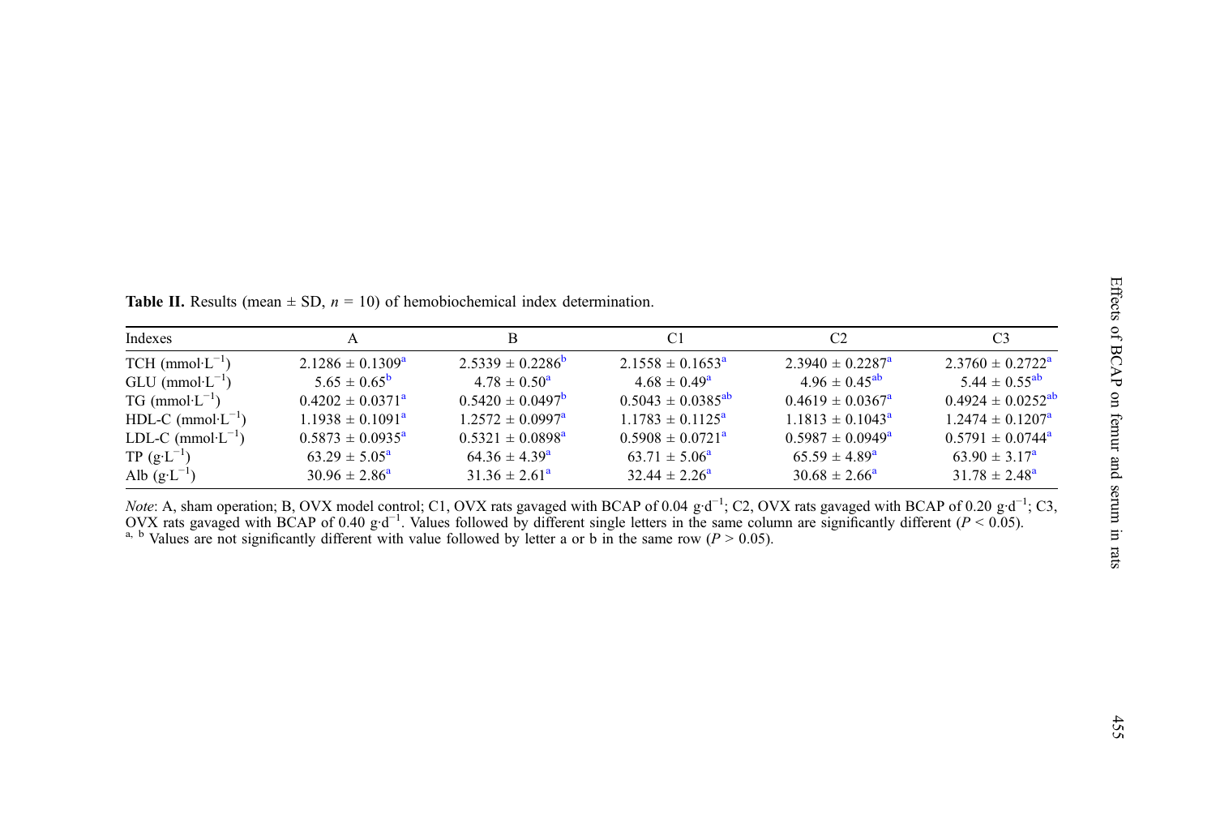**Table II.** Results (mean ± SD, $n$ = 10) of hemobiochemical index determination.

| Indexes | A | B | C1 | C2 | C3 |
|---|---|---|---|---|---|
| TCH ($mmol \cdot L^{-1}$) | 2.1286 ± 0.1309[a] | 2.5339 ± 0.2286[b] | 2.1558 ± 0.1653[a] | 2.3940 ± 0.2287[a] | 2.3760 ± 0.2722[a] |
| GLU ($mmol \cdot L^{-1}$) | 5.65 ± 0.65[b] | 4.78 ± 0.50[a] | 4.68 ± 0.49[a] | 4.96 ± 0.45[ab] | 5.44 ± 0.55[ab] |
| TG ($mmol \cdot L^{-1}$) | 0.4202 ± 0.0371[a] | 0.5420 ± 0.0497[b] | 0.5043 ± 0.0385[ab] | 0.4619 ± 0.0367[a] | 0.4924 ± 0.0252[ab] |
| HDL-C ($mmol \cdot L^{-1}$) | 1.1938 ± 0.1091[a] | 1.2572 ± 0.0997[a] | 1.1783 ± 0.1125[a] | 1.1813 ± 0.1043[a] | 1.2474 ± 0.1207[a] |
| LDL-C ($mmol \cdot L^{-1}$) | 0.5873 ± 0.0935[a] | 0.5321 ± 0.0898[a] | 0.5908 ± 0.0721[a] | 0.5987 ± 0.0949[a] | 0.5791 ± 0.0744[a] |
| TP ($g \cdot L^{-1}$) | 63.29 ± 5.05[a] | 64.36 ± 4.39[a] | 63.71 ± 5.06[a] | 65.59 ± 4.89[a] | 63.90 ± 3.17[a] |
| Alb ($g \cdot L^{-1}$) | 30.96 ± 2.86[a] | 31.36 ± 2.61[a] | 32.44 ± 2.26[a] | 30.68 ± 2.66[a] | 31.78 ± 2.48[a] |

*Note*: A, sham operation; B, OVX model control; C1, OVX rats gavaged with BCAP of 0.04 $g \cdot d^{-1}$; C2, OVX rats gavaged with BCAP of 0.20 $g \cdot d^{-1}$; C3, OVX rats gavaged with BCAP of 0.40 $g \cdot d^{-1}$. Values followed by different single letters in the same column are significantly different ($P < 0.05$).

[a, b] Values are not significantly different with value followed by letter a or b in the same row ($P > 0.05$).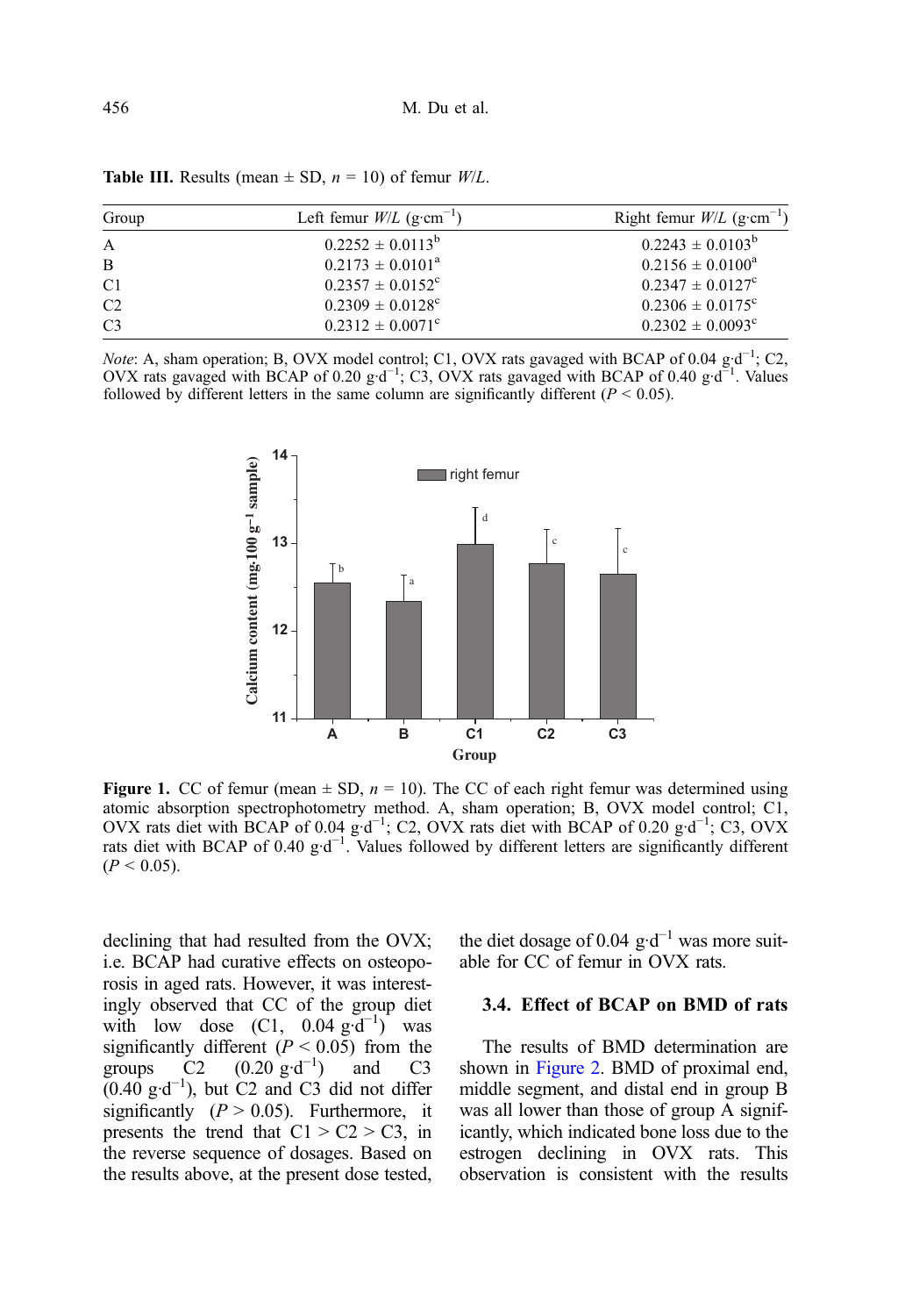**Table III.** Results (mean ± SD, $n$ = 10) of femur $W/L$.

| Group | Left femur $W/L$ ($g \cdot cm^{-1}$) | Right femur $W/L$ ($g \cdot cm^{-1}$) |
|---|---|---|
| A | $0.2252 \pm 0.0113^{b}$ | $0.2243 \pm 0.0103^{b}$ |
| B | $0.2173 \pm 0.0101^{a}$ | $0.2156 \pm 0.0100^{a}$ |
| C1 | $0.2357 \pm 0.0152^{c}$ | $0.2347 \pm 0.0127^{c}$ |
| C2 | $0.2309 \pm 0.0128^{c}$ | $0.2306 \pm 0.0175^{c}$ |
| C3 | $0.2312 \pm 0.0071^{c}$ | $0.2302 \pm 0.0093^{c}$ |

*Note*: A, sham operation; B, OVX model control; C1, OVX rats gavaged with BCAP of 0.04 $g \cdot d^{-1}$; C2, OVX rats gavaged with BCAP of 0.20 $g \cdot d^{-1}$; C3, OVX rats gavaged with BCAP of 0.40 $g \cdot d^{-1}$. Values followed by different letters in the same column are significantly different ($P < 0.05$).

**Figure 1.** CC of femur (mean ± SD, $n$ = 10). The CC of each right femur was determined using atomic absorption spectrophotometry method. A, sham operation; B, OVX model control; C1, OVX rats diet with BCAP of 0.04 $g \cdot d^{-1}$; C2, OVX rats diet with BCAP of 0.20 $g \cdot d^{-1}$; C3, OVX rats diet with BCAP of 0.40 $g \cdot d^{-1}$. Values followed by different letters are significantly different ($P < 0.05$).

declining that had resulted from the OVX; i.e. BCAP had curative effects on osteoporosis in aged rats. However, it was interestingly observed that CC of the group diet with low dose (C1, 0.04 $g \cdot d^{-1}$) was significantly different ($P < 0.05$) from the groups C2 (0.20 $g \cdot d^{-1}$) and C3 (0.40 $g \cdot d^{-1}$), but C2 and C3 did not differ significantly ($P > 0.05$). Furthermore, it presents the trend that C1 > C2 > C3, in the reverse sequence of dosages. Based on the results above, at the present dose tested, the diet dosage of 0.04 $g \cdot d^{-1}$ was more suitable for CC of femur in OVX rats.

### 3.4. Effect of BCAP on BMD of rats

The results of BMD determination are shown in Figure 2. BMD of proximal end, middle segment, and distal end in group B was all lower than those of group A significantly, which indicated bone loss due to the estrogen declining in OVX rats. This observation is consistent with the results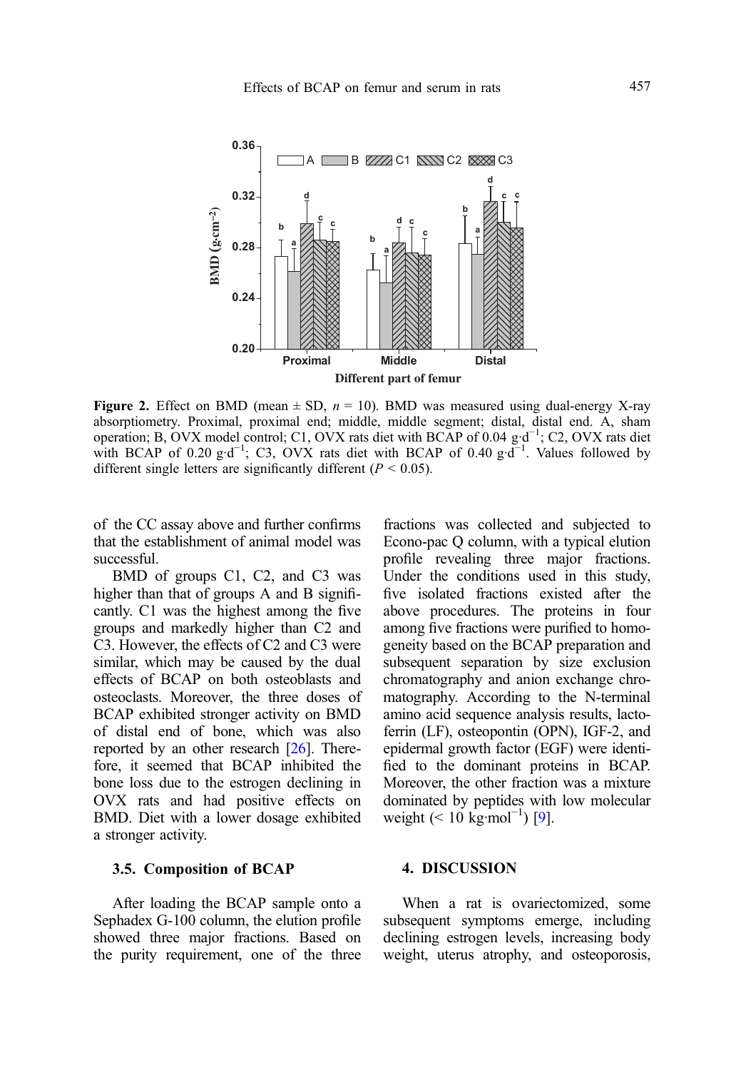Figure 2. Effect on BMD (mean ± SD, $n = 10$). BMD was measured using dual-energy X-ray absorptiometry. Proximal, proximal end; middle, middle segment; distal, distal end. A, sham operation; B, OVX model control; C1, OVX rats diet with BCAP of 0.04 $g \cdot d^{-1}$; C2, OVX rats diet with BCAP of 0.20 $g \cdot d^{-1}$; C3, OVX rats diet with BCAP of 0.40 $g \cdot d^{-1}$. Values followed by different single letters are significantly different ($P < 0.05$).

of the CC assay above and further confirms that the establishment of animal model was successful.

BMD of groups C1, C2, and C3 was higher than that of groups A and B significantly. C1 was the highest among the five groups and markedly higher than C2 and C3. However, the effects of C2 and C3 were similar, which may be caused by the dual effects of BCAP on both osteoblasts and osteoclasts. Moreover, the three doses of BCAP exhibited stronger activity on BMD of distal end of bone, which was also reported by an other research [26]. Therefore, it seemed that BCAP inhibited the bone loss due to the estrogen declining in OVX rats and had positive effects on BMD. Diet with a lower dosage exhibited a stronger activity.

### 3.5. Composition of BCAP

After loading the BCAP sample onto a Sephadex G-100 column, the elution profile showed three major fractions. Based on the purity requirement, one of the three fractions was collected and subjected to Econo-pac Q column, with a typical elution profile revealing three major fractions. Under the conditions used in this study, five isolated fractions existed after the above procedures. The proteins in four among five fractions were purified to homogeneity based on the BCAP preparation and subsequent separation by size exclusion chromatography and anion exchange chromatography. According to the N-terminal amino acid sequence analysis results, lactoferrin (LF), osteopontin (OPN), IGF-2, and epidermal growth factor (EGF) were identified to the dominant proteins in BCAP. Moreover, the other fraction was a mixture dominated by peptides with low molecular weight (< 10 $kg \cdot mol^{-1}$) [9].

## 4. DISCUSSION

When a rat is ovariectomized, some subsequent symptoms emerge, including declining estrogen levels, increasing body weight, uterus atrophy, and osteoporosis,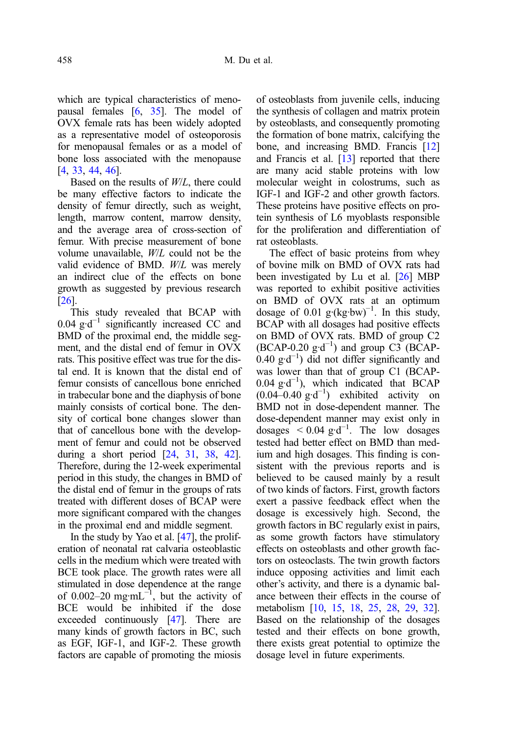which are typical characteristics of menopausal females [6, 35]. The model of OVX female rats has been widely adopted as a representative model of osteoporosis for menopausal females or as a model of bone loss associated with the menopause [4, 33, 44, 46].

Based on the results of *W*/*L*, there could be many effective factors to indicate the density of femur directly, such as weight, length, marrow content, marrow density, and the average area of cross-section of femur. With precise measurement of bone volume unavailable, *W*/*L* could not be the valid evidence of BMD. *W*/*L* was merely an indirect clue of the effects on bone growth as suggested by previous research [26].

This study revealed that BCAP with 0.04 $g{\cdot}d^{-1}$ significantly increased CC and BMD of the proximal end, the middle segment, and the distal end of femur in OVX rats. This positive effect was true for the distal end. It is known that the distal end of femur consists of cancellous bone enriched in trabecular bone and the diaphysis of bone mainly consists of cortical bone. The density of cortical bone changes slower than that of cancellous bone with the development of femur and could not be observed during a short period [24, 31, 38, 42]. Therefore, during the 12-week experimental period in this study, the changes in BMD of the distal end of femur in the groups of rats treated with different doses of BCAP were more significant compared with the changes in the proximal end and middle segment.

In the study by Yao et al. [47], the proliferation of neonatal rat calvaria osteoblastic cells in the medium which were treated with BCE took place. The growth rates were all stimulated in dose dependence at the range of 0.002–20 $mg{\cdot}mL^{-1}$, but the activity of BCE would be inhibited if the dose exceeded continuously [47]. There are many kinds of growth factors in BC, such as EGF, IGF-1, and IGF-2. These growth factors are capable of promoting the miosis of osteoblasts from juvenile cells, inducing the synthesis of collagen and matrix protein by osteoblasts, and consequently promoting the formation of bone matrix, calcifying the bone, and increasing BMD. Francis [12] and Francis et al. [13] reported that there are many acid stable proteins with low molecular weight in colostrums, such as IGF-1 and IGF-2 and other growth factors. These proteins have positive effects on protein synthesis of L6 myoblasts responsible for the proliferation and differentiation of rat osteoblasts.

The effect of basic proteins from whey of bovine milk on BMD of OVX rats had been investigated by Lu et al. [26] MBP was reported to exhibit positive activities on BMD of OVX rats at an optimum dosage of 0.01 $g{\cdot}(kg{\cdot}bw)^{-1}$. In this study, BCAP with all dosages had positive effects on BMD of OVX rats. BMD of group C2 (BCAP-0.20 $g{\cdot}d^{-1}$) and group C3 (BCAP-0.40 $g{\cdot}d^{-1}$) did not differ significantly and was lower than that of group C1 (BCAP-0.04 $g{\cdot}d^{-1}$), which indicated that BCAP (0.04–0.40 $g{\cdot}d^{-1}$) exhibited activity on BMD not in dose-dependent manner. The dose-dependent manner may exist only in dosages $< 0.04$ $g{\cdot}d^{-1}$. The low dosages tested had better effect on BMD than medium and high dosages. This finding is consistent with the previous reports and is believed to be caused mainly by a result of two kinds of factors. First, growth factors exert a passive feedback effect when the dosage is excessively high. Second, the growth factors in BC regularly exist in pairs, as some growth factors have stimulatory effects on osteoblasts and other growth factors on osteoclasts. The twin growth factors induce opposing activities and limit each other's activity, and there is a dynamic balance between their effects in the course of metabolism [10, 15, 18, 25, 28, 29, 32]. Based on the relationship of the dosages tested and their effects on bone growth, there exists great potential to optimize the dosage level in future experiments.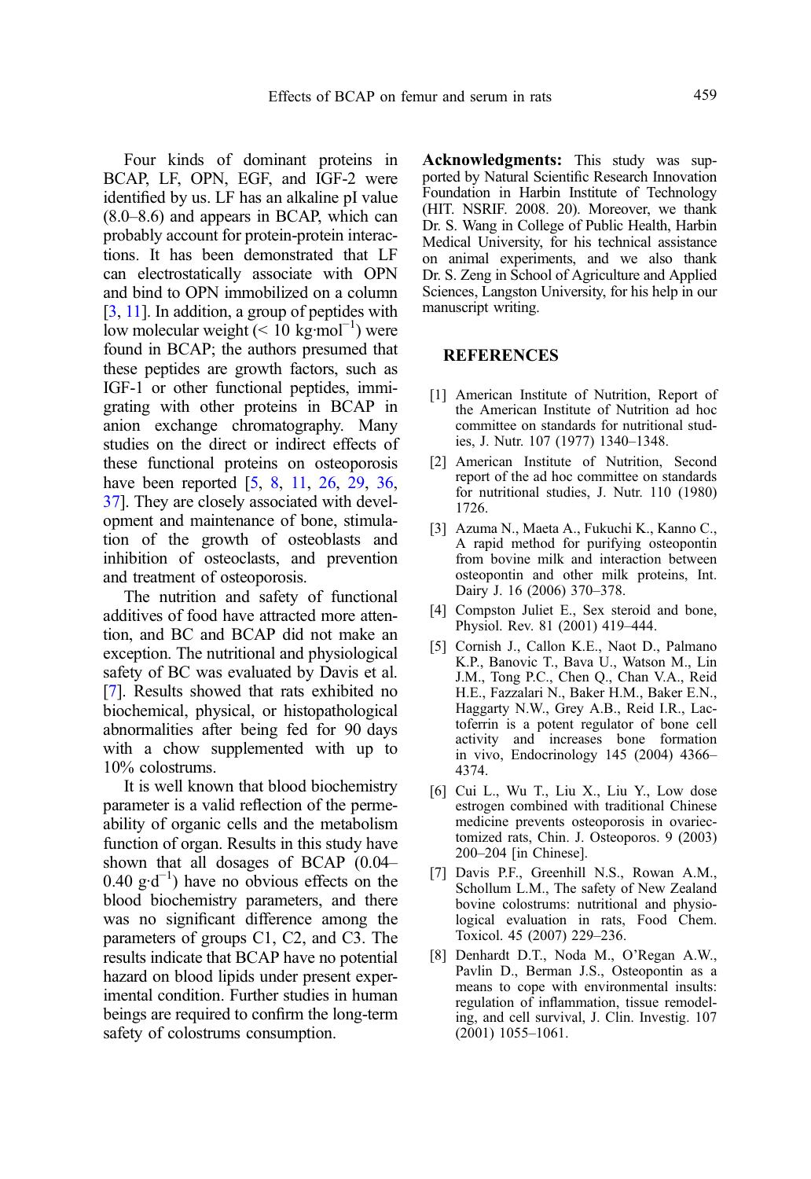Four kinds of dominant proteins in BCAP, LF, OPN, EGF, and IGF-2 were identified by us. LF has an alkaline pI value (8.0–8.6) and appears in BCAP, which can probably account for protein-protein interactions. It has been demonstrated that LF can electrostatically associate with OPN and bind to OPN immobilized on a column [3, 11]. In addition, a group of peptides with low molecular weight (< 10 $kg \cdot mol^{-1}$) were found in BCAP; the authors presumed that these peptides are growth factors, such as IGF-1 or other functional peptides, immigrating with other proteins in BCAP in anion exchange chromatography. Many studies on the direct or indirect effects of these functional proteins on osteoporosis have been reported [5, 8, 11, 26, 29, 36, 37]. They are closely associated with development and maintenance of bone, stimulation of the growth of osteoblasts and inhibition of osteoclasts, and prevention and treatment of osteoporosis.

The nutrition and safety of functional additives of food have attracted more attention, and BC and BCAP did not make an exception. The nutritional and physiological safety of BC was evaluated by Davis et al. [7]. Results showed that rats exhibited no biochemical, physical, or histopathological abnormalities after being fed for 90 days with a chow supplemented with up to 10% colostrums.

It is well known that blood biochemistry parameter is a valid reflection of the permeability of organic cells and the metabolism function of organ. Results in this study have shown that all dosages of BCAP (0.04–0.40 $g \cdot d^{-1}$) have no obvious effects on the blood biochemistry parameters, and there was no significant difference among the parameters of groups C1, C2, and C3. The results indicate that BCAP have no potential hazard on blood lipids under present experimental condition. Further studies in human beings are required to confirm the long-term safety of colostrums consumption.

**Acknowledgments:** This study was supported by Natural Scientific Research Innovation Foundation in Harbin Institute of Technology (HIT. NSRIF. 2008. 20). Moreover, we thank Dr. S. Wang in College of Public Health, Harbin Medical University, for his technical assistance on animal experiments, and we also thank Dr. S. Zeng in School of Agriculture and Applied Sciences, Langston University, for his help in our manuscript writing.

## REFERENCES

[1] American Institute of Nutrition, Report of the American Institute of Nutrition ad hoc committee on standards for nutritional studies, J. Nutr. 107 (1977) 1340–1348.

[2] American Institute of Nutrition, Second report of the ad hoc committee on standards for nutritional studies, J. Nutr. 110 (1980) 1726.

[3] Azuma N., Maeta A., Fukuchi K., Kanno C., A rapid method for purifying osteopontin from bovine milk and interaction between osteopontin and other milk proteins, Int. Dairy J. 16 (2006) 370–378.

[4] Compston Juliet E., Sex steroid and bone, Physiol. Rev. 81 (2001) 419–444.

[5] Cornish J., Callon K.E., Naot D., Palmano K.P., Banovic T., Bava U., Watson M., Lin J.M., Tong P.C., Chen Q., Chan V.A., Reid H.E., Fazzalari N., Baker H.M., Baker E.N., Haggarty N.W., Grey A.B., Reid I.R., Lactoferrin is a potent regulator of bone cell activity and increases bone formation in vivo, Endocrinology 145 (2004) 4366–4374.

[6] Cui L., Wu T., Liu X., Liu Y., Low dose estrogen combined with traditional Chinese medicine prevents osteoporosis in ovariectomized rats, Chin. J. Osteoporos. 9 (2003) 200–204 [in Chinese].

[7] Davis P.F., Greenhill N.S., Rowan A.M., Schollum L.M., The safety of New Zealand bovine colostrums: nutritional and physiological evaluation in rats, Food Chem. Toxicol. 45 (2007) 229–236.

[8] Denhardt D.T., Noda M., O'Regan A.W., Pavlin D., Berman J.S., Osteopontin as a means to cope with environmental insults: regulation of inflammation, tissue remodeling, and cell survival, J. Clin. Investig. 107 (2001) 1055–1061.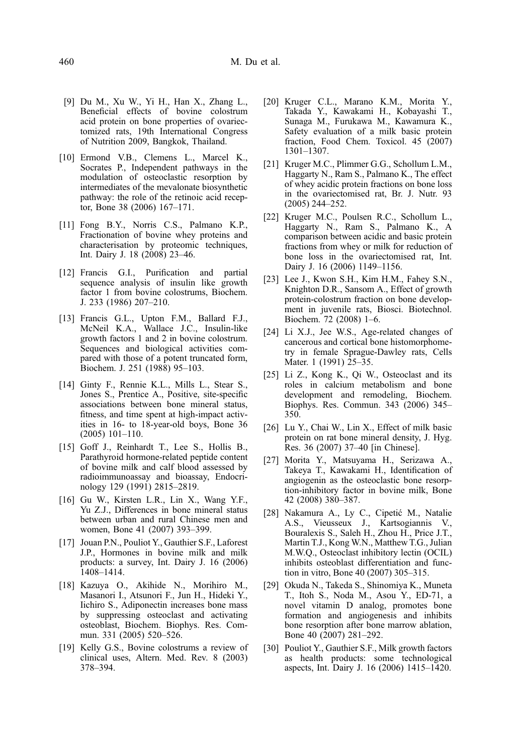[9] Du M., Xu W., Yi H., Han X., Zhang L., Beneficial effects of bovine colostrum acid protein on bone properties of ovariectomized rats, 19th International Congress of Nutrition 2009, Bangkok, Thailand.

[10] Ermond V.B., Clemens L., Marcel K., Socrates P., Independent pathways in the modulation of osteoclastic resorption by intermediates of the mevalonate biosynthetic pathway: the role of the retinoic acid receptor, Bone 38 (2006) 167–171.

[11] Fong B.Y., Norris C.S., Palmano K.P., Fractionation of bovine whey proteins and characterisation by proteomic techniques, Int. Dairy J. 18 (2008) 23–46.

[12] Francis G.I., Purification and partial sequence analysis of insulin like growth factor 1 from bovine colostrums, Biochem. J. 233 (1986) 207–210.

[13] Francis G.L., Upton F.M., Ballard F.J., McNeil K.A., Wallace J.C., Insulin-like growth factors 1 and 2 in bovine colostrum. Sequences and biological activities compared with those of a potent truncated form, Biochem. J. 251 (1988) 95–103.

[14] Ginty F., Rennie K.L., Mills L., Stear S., Jones S., Prentice A., Positive, site-specific associations between bone mineral status, fitness, and time spent at high-impact activities in 16- to 18-year-old boys, Bone 36 (2005) 101–110.

[15] Goff J., Reinhardt T., Lee S., Hollis B., Parathyroid hormone-related peptide content of bovine milk and calf blood assessed by radioimmunoassay and bioassay, Endocrinology 129 (1991) 2815–2819.

[16] Gu W., Kirsten L.R., Lin X., Wang Y.F., Yu Z.J., Differences in bone mineral status between urban and rural Chinese men and women, Bone 41 (2007) 393–399.

[17] Jouan P.N., Pouliot Y., Gauthier S.F., Laforest J.P., Hormones in bovine milk and milk products: a survey, Int. Dairy J. 16 (2006) 1408–1414.

[18] Kazuya O., Akihide N., Morihiro M., Masanori I., Atsunori F., Jun H., Hideki Y., Iichiro S., Adiponectin increases bone mass by suppressing osteoclast and activating osteoblast, Biochem. Biophys. Res. Commun. 331 (2005) 520–526.

[19] Kelly G.S., Bovine colostrums a review of clinical uses, Altern. Med. Rev. 8 (2003) 378–394.

[20] Kruger C.L., Marano K.M., Morita Y., Takada Y., Kawakami H., Kobayashi T., Sunaga M., Furukawa M., Kawamura K., Safety evaluation of a milk basic protein fraction, Food Chem. Toxicol. 45 (2007) 1301–1307.

[21] Kruger M.C., Plimmer G.G., Schollum L.M., Haggarty N., Ram S., Palmano K., The effect of whey acidic protein fractions on bone loss in the ovariectomised rat, Br. J. Nutr. 93 (2005) 244–252.

[22] Kruger M.C., Poulsen R.C., Schollum L., Haggarty N., Ram S., Palmano K., A comparison between acidic and basic protein fractions from whey or milk for reduction of bone loss in the ovariectomised rat, Int. Dairy J. 16 (2006) 1149–1156.

[23] Lee J., Kwon S.H., Kim H.M., Fahey S.N., Knighton D.R., Sansom A., Effect of growth protein-colostrum fraction on bone development in juvenile rats, Biosci. Biotechnol. Biochem. 72 (2008) 1–6.

[24] Li X.J., Jee W.S., Age-related changes of cancerous and cortical bone histomorphometry in female Sprague-Dawley rats, Cells Mater. 1 (1991) 25–35.

[25] Li Z., Kong K., Qi W., Osteoclast and its roles in calcium metabolism and bone development and remodeling, Biochem. Biophys. Res. Commun. 343 (2006) 345–350.

[26] Lu Y., Chai W., Lin X., Effect of milk basic protein on rat bone mineral density, J. Hyg. Res. 36 (2007) 37–40 [in Chinese].

[27] Morita Y., Matsuyama H., Serizawa A., Takeya T., Kawakami H., Identification of angiogenin as the osteoclastic bone resorption-inhibitory factor in bovine milk, Bone 42 (2008) 380–387.

[28] Nakamura A., Ly C., Cipetić M., Natalie A.S., Vieusseux J., Kartsogiannis V., Bouralexis S., Saleh H., Zhou H., Price J.T., Martin T.J., Kong W.N., Matthew T.G., Julian M.W.Q., Osteoclast inhibitory lectin (OCIL) inhibits osteoblast differentiation and function in vitro, Bone 40 (2007) 305–315.

[29] Okuda N., Takeda S., Shinomiya K., Muneta T., Itoh S., Noda M., Asou Y., ED-71, a novel vitamin D analog, promotes bone formation and angiogenesis and inhibits bone resorption after bone marrow ablation, Bone 40 (2007) 281–292.

[30] Pouliot Y., Gauthier S.F., Milk growth factors as health products: some technological aspects, Int. Dairy J. 16 (2006) 1415–1420.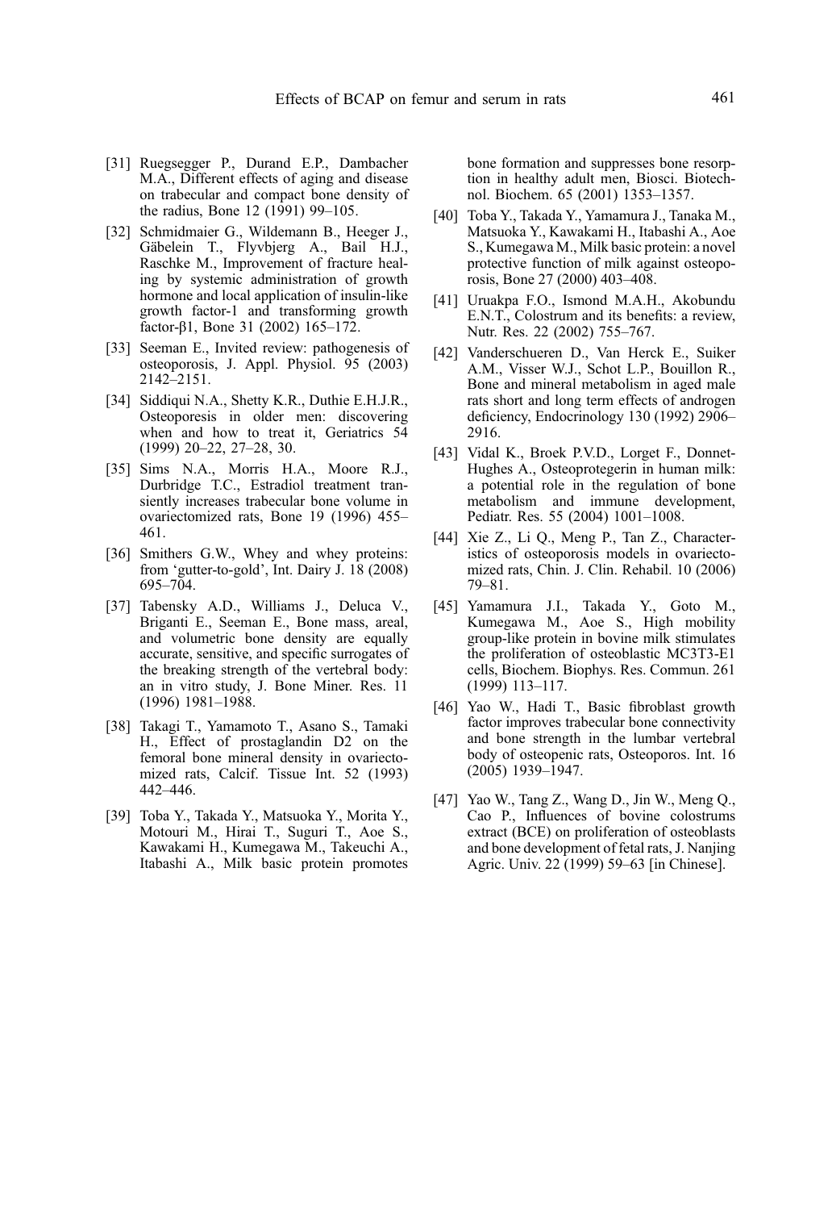[31] Ruegsegger P., Durand E.P., Dambacher M.A., Different effects of aging and disease on trabecular and compact bone density of the radius, Bone 12 (1991) 99–105.

[32] Schmidmaier G., Wildemann B., Heeger J., Gäbelein T., Flyvbjerg A., Bail H.J., Raschke M., Improvement of fracture healing by systemic administration of growth hormone and local application of insulin-like growth factor-1 and transforming growth factor-β1, Bone 31 (2002) 165–172.

[33] Seeman E., Invited review: pathogenesis of osteoporosis, J. Appl. Physiol. 95 (2003) 2142–2151.

[34] Siddiqui N.A., Shetty K.R., Duthie E.H.J.R., Osteoporesis in older men: discovering when and how to treat it, Geriatrics 54 (1999) 20–22, 27–28, 30.

[35] Sims N.A., Morris H.A., Moore R.J., Durbridge T.C., Estradiol treatment transiently increases trabecular bone volume in ovariectomized rats, Bone 19 (1996) 455–461.

[36] Smithers G.W., Whey and whey proteins: from 'gutter-to-gold', Int. Dairy J. 18 (2008) 695–704.

[37] Tabensky A.D., Williams J., Deluca V., Briganti E., Seeman E., Bone mass, areal, and volumetric bone density are equally accurate, sensitive, and specific surrogates of the breaking strength of the vertebral body: an in vitro study, J. Bone Miner. Res. 11 (1996) 1981–1988.

[38] Takagi T., Yamamoto T., Asano S., Tamaki H., Effect of prostaglandin D2 on the femoral bone mineral density in ovariectomized rats, Calcif. Tissue Int. 52 (1993) 442–446.

[39] Toba Y., Takada Y., Matsuoka Y., Morita Y., Motouri M., Hirai T., Suguri T., Aoe S., Kawakami H., Kumegawa M., Takeuchi A., Itabashi A., Milk basic protein promotes bone formation and suppresses bone resorption in healthy adult men, Biosci. Biotechnol. Biochem. 65 (2001) 1353–1357.

[40] Toba Y., Takada Y., Yamamura J., Tanaka M., Matsuoka Y., Kawakami H., Itabashi A., Aoe S., Kumegawa M., Milk basic protein: a novel protective function of milk against osteoporosis, Bone 27 (2000) 403–408.

[41] Uruakpa F.O., Ismond M.A.H., Akobundu E.N.T., Colostrum and its benefits: a review, Nutr. Res. 22 (2002) 755–767.

[42] Vanderschueren D., Van Herck E., Suiker A.M., Visser W.J., Schot L.P., Bouillon R., Bone and mineral metabolism in aged male rats short and long term effects of androgen deficiency, Endocrinology 130 (1992) 2906–2916.

[43] Vidal K., Broek P.V.D., Lorget F., Donnet-Hughes A., Osteoprotegerin in human milk: a potential role in the regulation of bone metabolism and immune development, Pediatr. Res. 55 (2004) 1001–1008.

[44] Xie Z., Li Q., Meng P., Tan Z., Characteristics of osteoporosis models in ovariectomized rats, Chin. J. Clin. Rehabil. 10 (2006) 79–81.

[45] Yamamura J.I., Takada Y., Goto M., Kumegawa M., Aoe S., High mobility group-like protein in bovine milk stimulates the proliferation of osteoblastic MC3T3-E1 cells, Biochem. Biophys. Res. Commun. 261 (1999) 113–117.

[46] Yao W., Hadi T., Basic fibroblast growth factor improves trabecular bone connectivity and bone strength in the lumbar vertebral body of osteopenic rats, Osteoporos. Int. 16 (2005) 1939–1947.

[47] Yao W., Tang Z., Wang D., Jin W., Meng Q., Cao P., Influences of bovine colostrums extract (BCE) on proliferation of osteoblasts and bone development of fetal rats, J. Nanjing Agric. Univ. 22 (1999) 59–63 [in Chinese].